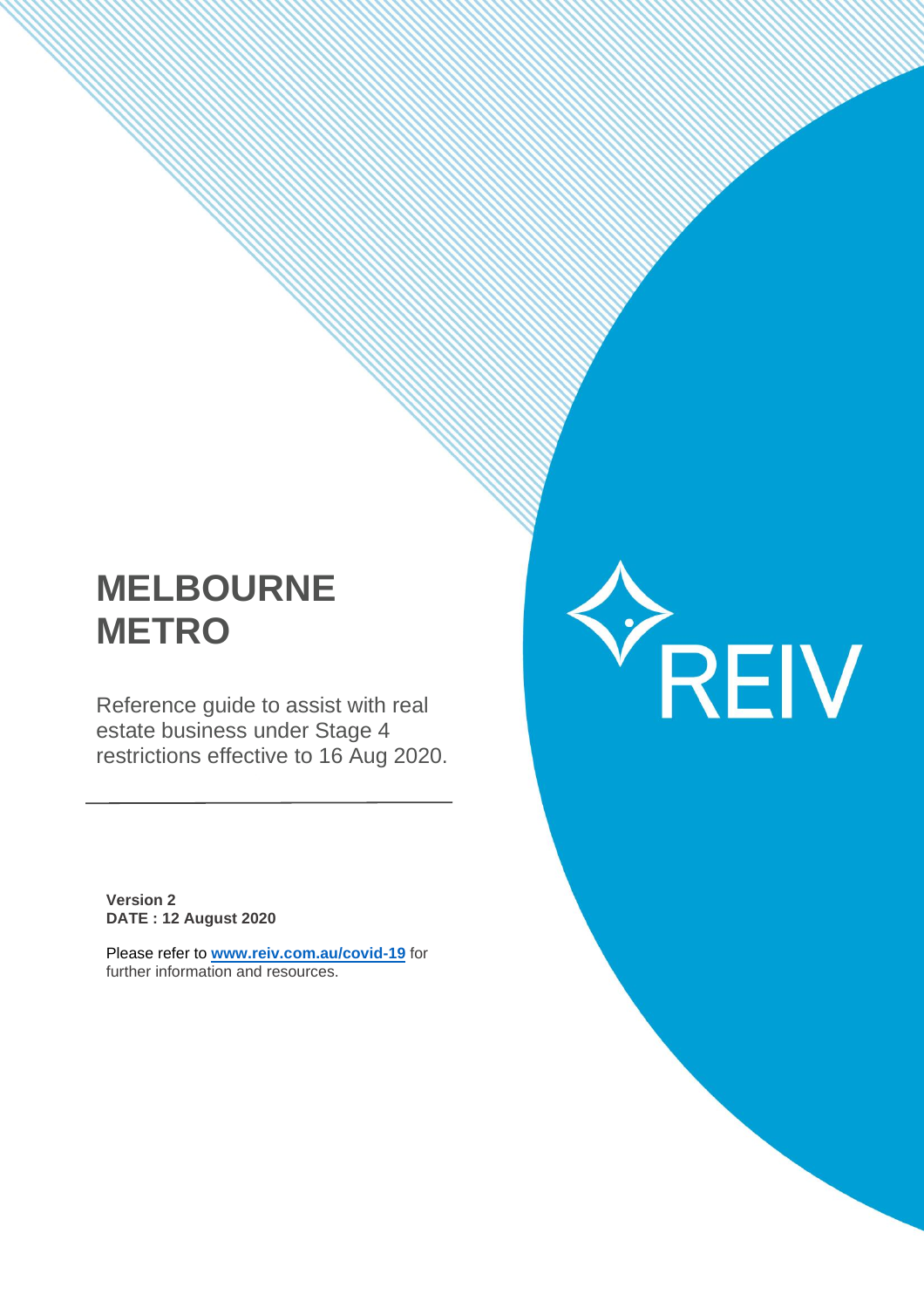# MELBOURNE METRO

Reference guide to assist with real estate business under Stage 4 restrictions effective to 16 Aug 2020.

---

**Version 2**
**DATE : 12 August 2020**

Please refer to **[www.reiv.com.au/covid-19](http://www.reiv.com.au/covid-19)** for further information and resources.

REIV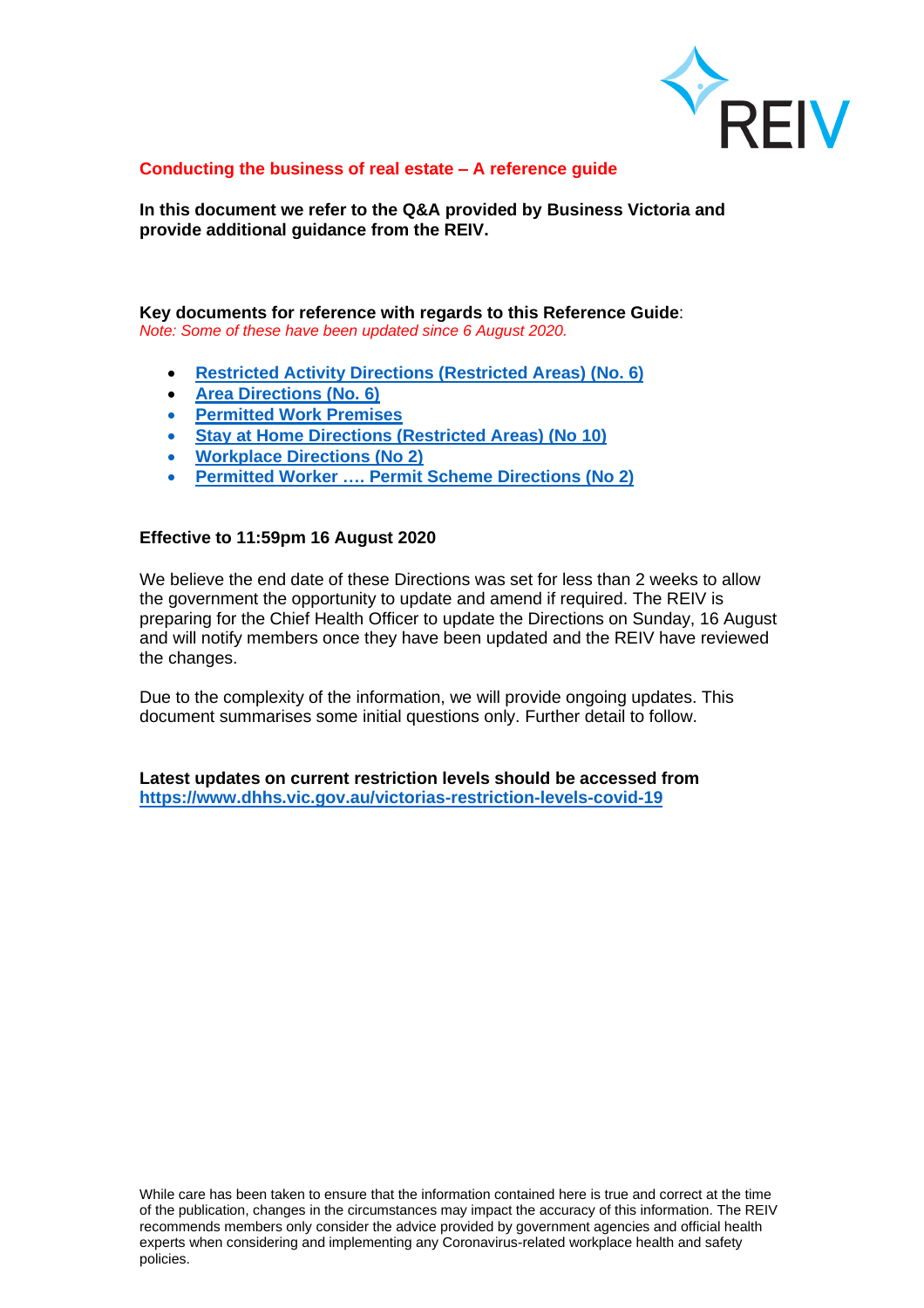**Conducting the business of real estate – A reference guide**

**In this document we refer to the Q&A provided by Business Victoria and provide additional guidance from the REIV.**

**Key documents for reference with regards to this Reference Guide**:
*Note: Some of these have been updated since 6 August 2020.*

- **Restricted Activity Directions (Restricted Areas) (No. 6)**
- **Area Directions (No. 6)**
- **Permitted Work Premises**
- **Stay at Home Directions (Restricted Areas) (No 10)**
- **Workplace Directions (No 2)**
- **Permitted Worker …. Permit Scheme Directions (No 2)**

**Effective to 11:59pm 16 August 2020**

We believe the end date of these Directions was set for less than 2 weeks to allow the government the opportunity to update and amend if required. The REIV is preparing for the Chief Health Officer to update the Directions on Sunday, 16 August and will notify members once they have been updated and the REIV have reviewed the changes.

Due to the complexity of the information, we will provide ongoing updates. This document summarises some initial questions only. Further detail to follow.

**Latest updates on current restriction levels should be accessed from https://www.dhhs.vic.gov.au/victorias-restriction-levels-covid-19**

While care has been taken to ensure that the information contained here is true and correct at the time of the publication, changes in the circumstances may impact the accuracy of this information. The REIV recommends members only consider the advice provided by government agencies and official health experts when considering and implementing any Coronavirus-related workplace health and safety policies.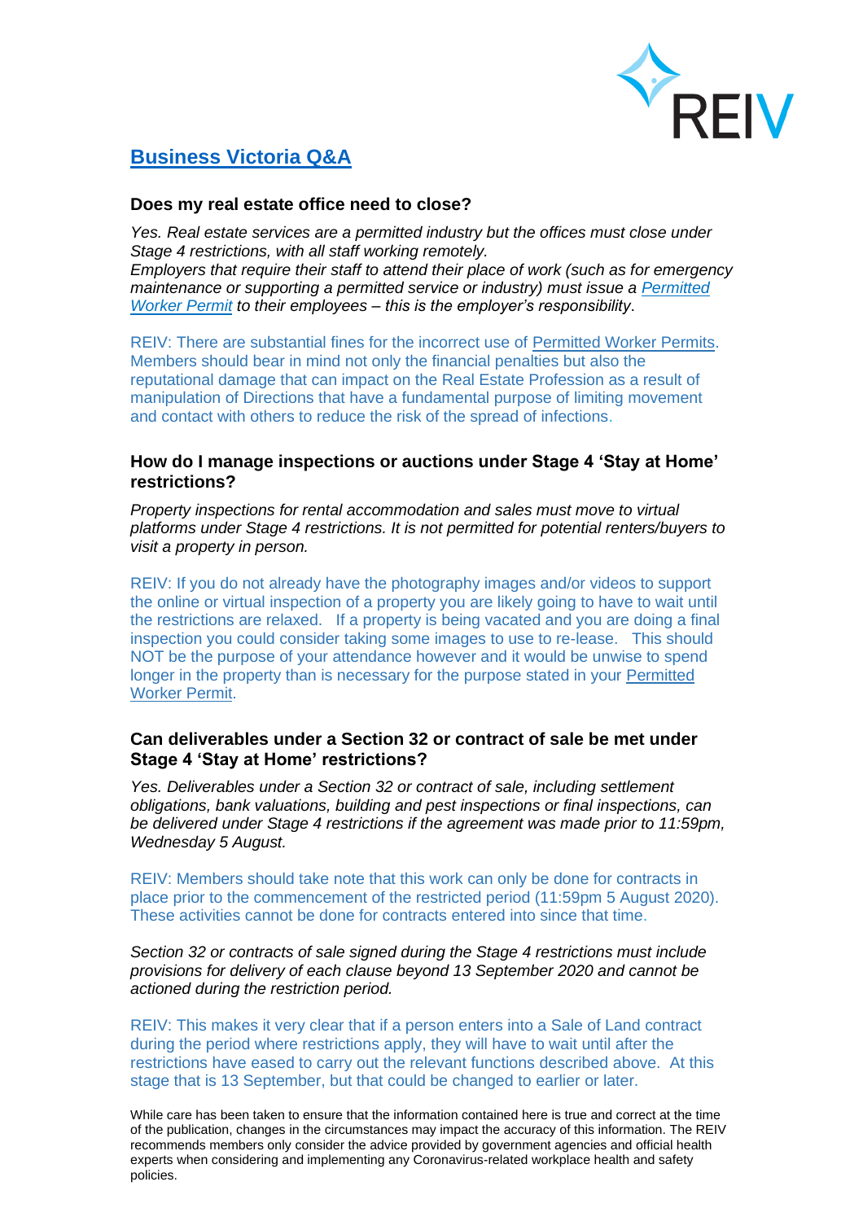## Business Victoria Q&A

### Does my real estate office need to close?

*Yes. Real estate services are a permitted industry but the offices must close under Stage 4 restrictions, with all staff working remotely.*
*Employers that require their staff to attend their place of work (such as for emergency maintenance or supporting a permitted service or industry) must issue a Permitted Worker Permit to their employees – this is the employer's responsibility*.

REIV: There are substantial fines for the incorrect use of Permitted Worker Permits. Members should bear in mind not only the financial penalties but also the reputational damage that can impact on the Real Estate Profession as a result of manipulation of Directions that have a fundamental purpose of limiting movement and contact with others to reduce the risk of the spread of infections.

### How do I manage inspections or auctions under Stage 4 'Stay at Home' restrictions?

*Property inspections for rental accommodation and sales must move to virtual platforms under Stage 4 restrictions. It is not permitted for potential renters/buyers to visit a property in person.*

REIV: If you do not already have the photography images and/or videos to support the online or virtual inspection of a property you are likely going to have to wait until the restrictions are relaxed. If a property is being vacated and you are doing a final inspection you could consider taking some images to use to re-lease. This should NOT be the purpose of your attendance however and it would be unwise to spend longer in the property than is necessary for the purpose stated in your Permitted Worker Permit.

### Can deliverables under a Section 32 or contract of sale be met under Stage 4 'Stay at Home' restrictions?

*Yes. Deliverables under a Section 32 or contract of sale, including settlement obligations, bank valuations, building and pest inspections or final inspections, can be delivered under Stage 4 restrictions if the agreement was made prior to 11:59pm, Wednesday 5 August.*

REIV: Members should take note that this work can only be done for contracts in place prior to the commencement of the restricted period (11:59pm 5 August 2020). These activities cannot be done for contracts entered into since that time.

*Section 32 or contracts of sale signed during the Stage 4 restrictions must include provisions for delivery of each clause beyond 13 September 2020 and cannot be actioned during the restriction period.*

REIV: This makes it very clear that if a person enters into a Sale of Land contract during the period where restrictions apply, they will have to wait until after the restrictions have eased to carry out the relevant functions described above. At this stage that is 13 September, but that could be changed to earlier or later.

While care has been taken to ensure that the information contained here is true and correct at the time of the publication, changes in the circumstances may impact the accuracy of this information. The REIV recommends members only consider the advice provided by government agencies and official health experts when considering and implementing any Coronavirus-related workplace health and safety policies.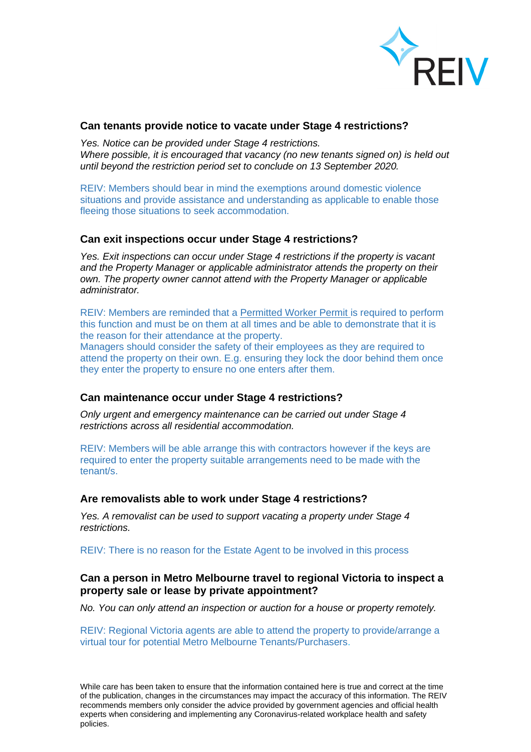### Can tenants provide notice to vacate under Stage 4 restrictions?

*Yes. Notice can be provided under Stage 4 restrictions.*
*Where possible, it is encouraged that vacancy (no new tenants signed on) is held out until beyond the restriction period set to conclude on 13 September 2020.*

REIV: Members should bear in mind the exemptions around domestic violence situations and provide assistance and understanding as applicable to enable those fleeing those situations to seek accommodation.

### Can exit inspections occur under Stage 4 restrictions?

*Yes. Exit inspections can occur under Stage 4 restrictions if the property is vacant and the Property Manager or applicable administrator attends the property on their own. The property owner cannot attend with the Property Manager or applicable administrator.*

REIV: Members are reminded that a Permitted Worker Permit is required to perform this function and must be on them at all times and be able to demonstrate that it is the reason for their attendance at the property.
Managers should consider the safety of their employees as they are required to attend the property on their own. E.g. ensuring they lock the door behind them once they enter the property to ensure no one enters after them.

### Can maintenance occur under Stage 4 restrictions?

*Only urgent and emergency maintenance can be carried out under Stage 4 restrictions across all residential accommodation.*

REIV: Members will be able arrange this with contractors however if the keys are required to enter the property suitable arrangements need to be made with the tenant/s.

### Are removalists able to work under Stage 4 restrictions?

*Yes. A removalist can be used to support vacating a property under Stage 4 restrictions.*

REIV: There is no reason for the Estate Agent to be involved in this process

### Can a person in Metro Melbourne travel to regional Victoria to inspect a property sale or lease by private appointment?

*No. You can only attend an inspection or auction for a house or property remotely.*

REIV: Regional Victoria agents are able to attend the property to provide/arrange a virtual tour for potential Metro Melbourne Tenants/Purchasers.

While care has been taken to ensure that the information contained here is true and correct at the time of the publication, changes in the circumstances may impact the accuracy of this information. The REIV recommends members only consider the advice provided by government agencies and official health experts when considering and implementing any Coronavirus-related workplace health and safety policies.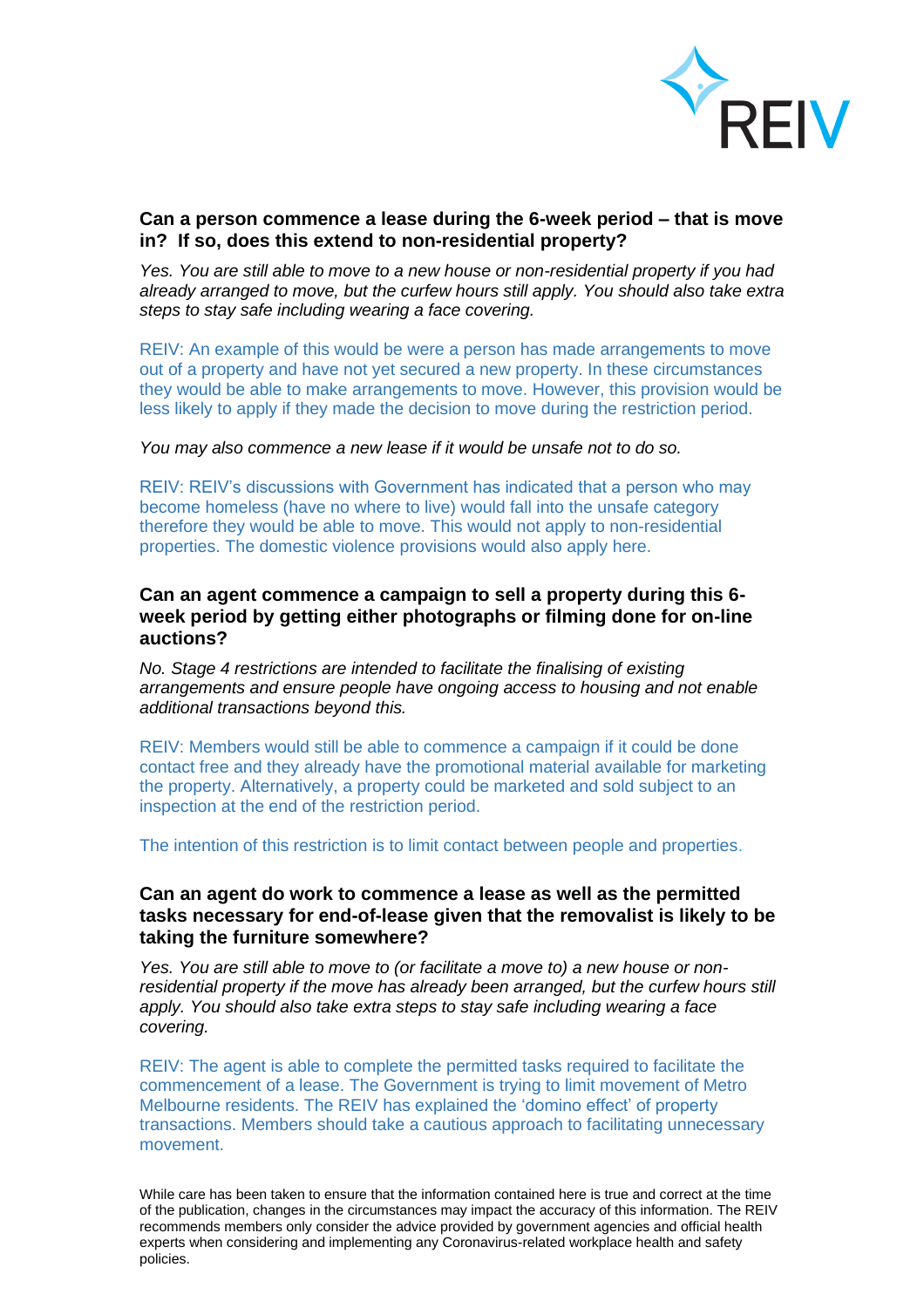**Can a person commence a lease during the 6-week period – that is move in? If so, does this extend to non-residential property?**

*Yes. You are still able to move to a new house or non-residential property if you had already arranged to move, but the curfew hours still apply. You should also take extra steps to stay safe including wearing a face covering.*

REIV: An example of this would be were a person has made arrangements to move out of a property and have not yet secured a new property. In these circumstances they would be able to make arrangements to move. However, this provision would be less likely to apply if they made the decision to move during the restriction period.

*You may also commence a new lease if it would be unsafe not to do so.*

REIV: REIV's discussions with Government has indicated that a person who may become homeless (have no where to live) would fall into the unsafe category therefore they would be able to move. This would not apply to non-residential properties. The domestic violence provisions would also apply here.

**Can an agent commence a campaign to sell a property during this 6-week period by getting either photographs or filming done for on-line auctions?**

*No. Stage 4 restrictions are intended to facilitate the finalising of existing arrangements and ensure people have ongoing access to housing and not enable additional transactions beyond this.*

REIV: Members would still be able to commence a campaign if it could be done contact free and they already have the promotional material available for marketing the property. Alternatively, a property could be marketed and sold subject to an inspection at the end of the restriction period.

The intention of this restriction is to limit contact between people and properties.

**Can an agent do work to commence a lease as well as the permitted tasks necessary for end-of-lease given that the removalist is likely to be taking the furniture somewhere?**

*Yes. You are still able to move to (or facilitate a move to) a new house or non-residential property if the move has already been arranged, but the curfew hours still apply. You should also take extra steps to stay safe including wearing a face covering.*

REIV: The agent is able to complete the permitted tasks required to facilitate the commencement of a lease. The Government is trying to limit movement of Metro Melbourne residents. The REIV has explained the 'domino effect' of property transactions. Members should take a cautious approach to facilitating unnecessary movement.

While care has been taken to ensure that the information contained here is true and correct at the time of the publication, changes in the circumstances may impact the accuracy of this information. The REIV recommends members only consider the advice provided by government agencies and official health experts when considering and implementing any Coronavirus-related workplace health and safety policies.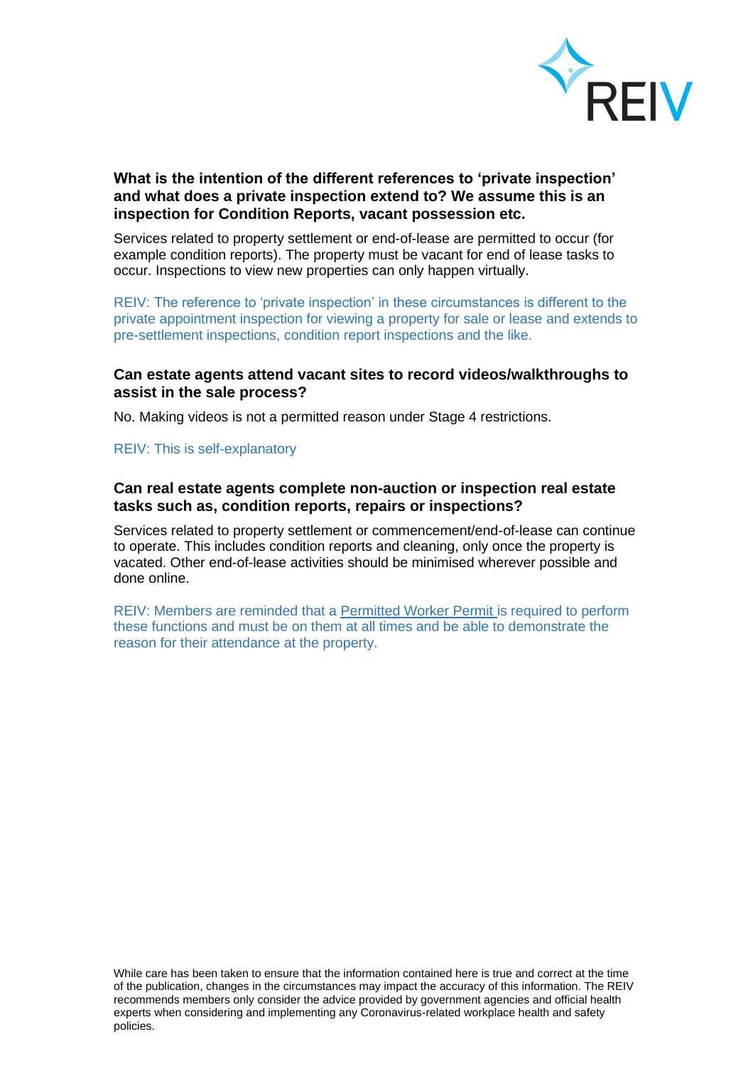**What is the intention of the different references to 'private inspection' and what does a private inspection extend to? We assume this is an inspection for Condition Reports, vacant possession etc.**

Services related to property settlement or end-of-lease are permitted to occur (for example condition reports). The property must be vacant for end of lease tasks to occur. Inspections to view new properties can only happen virtually.

REIV: The reference to 'private inspection' in these circumstances is different to the private appointment inspection for viewing a property for sale or lease and extends to pre-settlement inspections, condition report inspections and the like.

**Can estate agents attend vacant sites to record videos/walkthroughs to assist in the sale process?**

No. Making videos is not a permitted reason under Stage 4 restrictions.

REIV: This is self-explanatory

**Can real estate agents complete non-auction or inspection real estate tasks such as, condition reports, repairs or inspections?**

Services related to property settlement or commencement/end-of-lease can continue to operate. This includes condition reports and cleaning, only once the property is vacated. Other end-of-lease activities should be minimised wherever possible and done online.

REIV: Members are reminded that a Permitted Worker Permit is required to perform these functions and must be on them at all times and be able to demonstrate the reason for their attendance at the property.

While care has been taken to ensure that the information contained here is true and correct at the time of the publication, changes in the circumstances may impact the accuracy of this information. The REIV recommends members only consider the advice provided by government agencies and official health experts when considering and implementing any Coronavirus-related workplace health and safety policies.